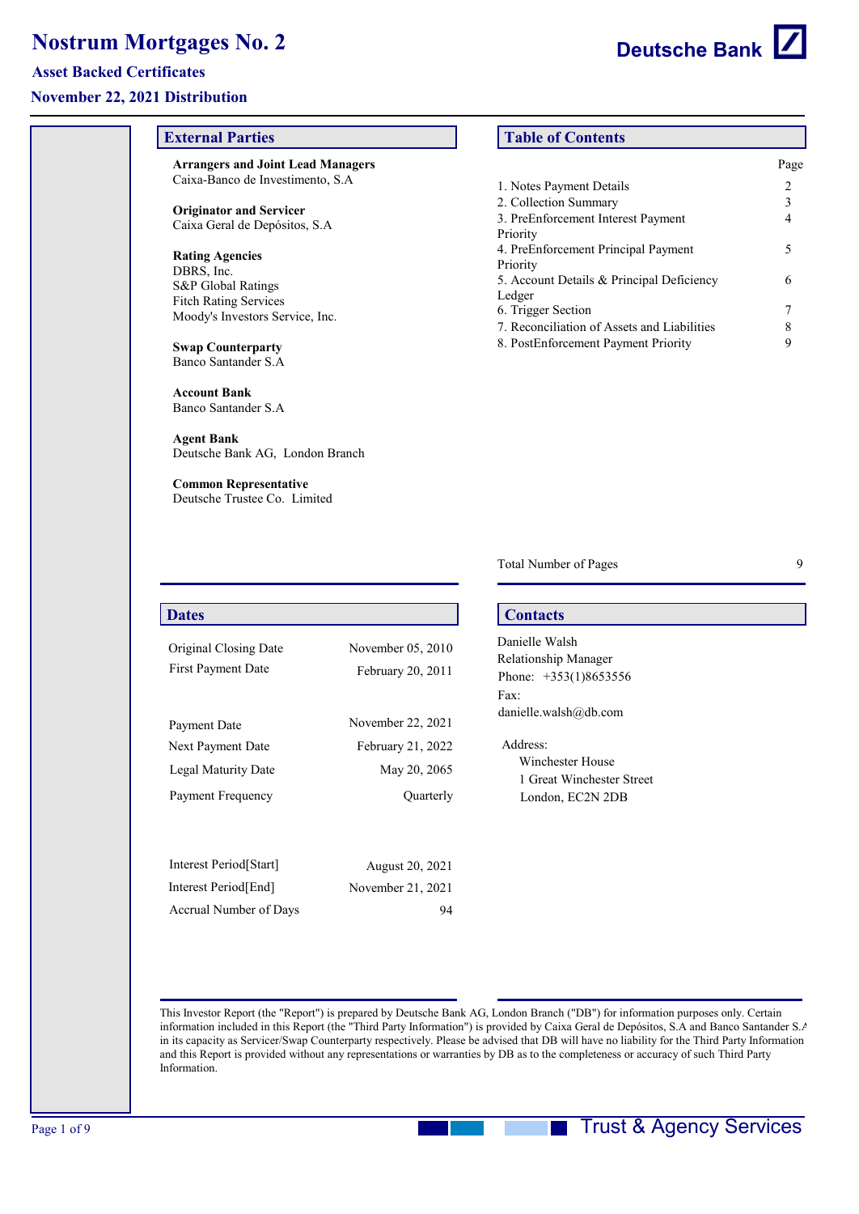# Nostrum Mortgages No. 2

## Asset Backed Certificates

## November 22, 2021 Distribution

Deutsche Bank

## External Parties

**Arrangers and Joint Lead Managers**
Caixa-Banco de Investimento, S.A

**Originator and Servicer**
Caixa Geral de Depósitos, S.A

**Rating Agencies**
DBRS, Inc.
S&P Global Ratings
Fitch Rating Services
Moody's Investors Service, Inc.

**Swap Counterparty**
Banco Santander S.A

**Account Bank**
Banco Santander S.A

**Agent Bank**
Deutsche Bank AG, London Branch

**Common Representative**
Deutsche Trustee Co. Limited

## Table of Contents

| | Page |
|---|---|
| 1. Notes Payment Details | 2 |
| 2. Collection Summary | 3 |
| 3. PreEnforcement Interest Payment Priority | 4 |
| 4. PreEnforcement Principal Payment Priority | 5 |
| 5. Account Details & Principal Deficiency Ledger | 6 |
| 6. Trigger Section | 7 |
| 7. Reconciliation of Assets and Liabilities | 8 |
| 8. PostEnforcement Payment Priority | 9 |
| Total Number of Pages | 9 |

## Dates

| | |
|---|---|
| Original Closing Date | November 05, 2010 |
| First Payment Date | February 20, 2011 |
| Payment Date | November 22, 2021 |
| Next Payment Date | February 21, 2022 |
| Legal Maturity Date | May 20, 2065 |
| Payment Frequency | Quarterly |
| Interest Period[Start] | August 20, 2021 |
| Interest Period[End] | November 21, 2021 |
| Accrual Number of Days | 94 |

## Contacts

Danielle Walsh
Relationship Manager
Phone: +353(1)8653556
Fax:
danielle.walsh@db.com

Address:
Winchester House
1 Great Winchester Street
London, EC2N 2DB

This Investor Report (the "Report") is prepared by Deutsche Bank AG, London Branch ("DB") for information purposes only. Certain information included in this Report (the "Third Party Information") is provided by Caixa Geral de Depósitos, S.A and Banco Santander S.A in its capacity as Servicer/Swap Counterparty respectively. Please be advised that DB will have no liability for the Third Party Information and this Report is provided without any representations or warranties by DB as to the completeness or accuracy of such Third Party Information.

Trust & Agency Services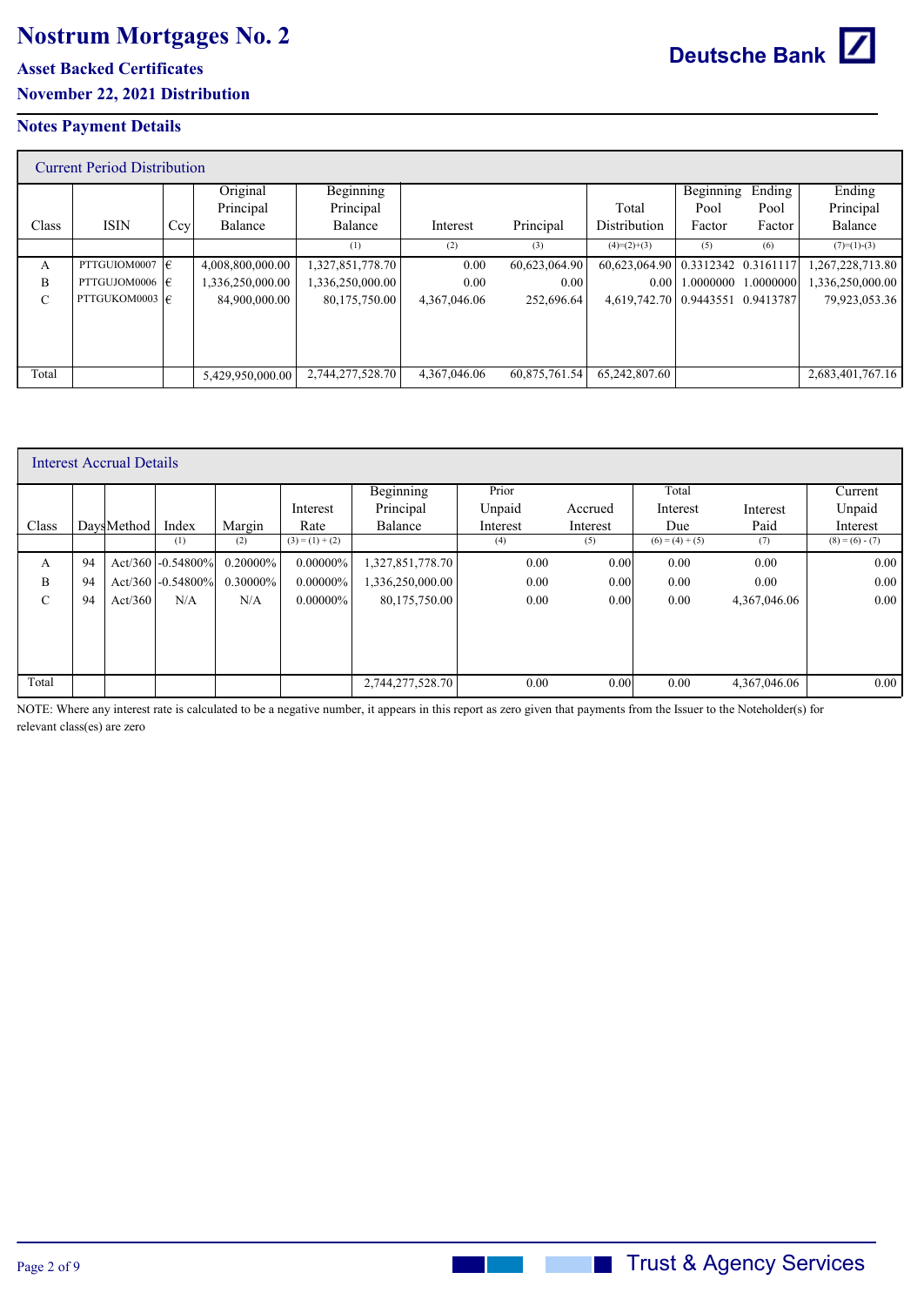# Nostrum Mortgages No. 2

### Asset Backed Certificates

### November 22, 2021 Distribution

## Notes Payment Details

**Current Period Distribution**

| Class | ISIN | Ccy | Original Principal Balance | Beginning Principal Balance | Interest | Principal | Total Distribution | Beginning Pool Factor | Ending Pool Factor | Ending Principal Balance |
|---|---|---|---|---|---|---|---|---|---|---|
| | | | | (1) | (2) | (3) | (4)=(2)+(3) | (5) | (6) | (7)=(1)-(3) |
| A | PTTGUIOM0007 | € | 4,008,800,000.00 | 1,327,851,778.70 | 0.00 | 60,623,064.90 | 60,623,064.90 | 0.3312342 | 0.3161117 | 1,267,228,713.80 |
| B | PTTGUJOM0006 | € | 1,336,250,000.00 | 1,336,250,000.00 | 0.00 | 0.00 | 0.00 | 1.0000000 | 1.0000000 | 1,336,250,000.00 |
| C | PTTGUKOM0003 | € | 84,900,000.00 | 80,175,750.00 | 4,367,046.06 | 252,696.64 | 4,619,742.70 | 0.9443551 | 0.9413787 | 79,923,053.36 |
| Total | | | 5,429,950,000.00 | 2,744,277,528.70 | 4,367,046.06 | 60,875,761.54 | 65,242,807.60 | | | 2,683,401,767.16 |

**Interest Accrual Details**

| Class | Days | Method | Index | Margin | Interest Rate | Beginning Principal Balance | Prior Unpaid Interest | Accrued Interest | Total Interest Due | Interest Paid | Current Unpaid Interest |
|---|---|---|---|---|---|---|---|---|---|---|---|
| | | | (1) | (2) | (3) = (1) + (2) | | (4) | (5) | (6) = (4) + (5) | (7) | (8) = (6) - (7) |
| A | 94 | Act/360 | -0.54800% | 0.20000% | 0.00000% | 1,327,851,778.70 | 0.00 | 0.00 | 0.00 | 0.00 | 0.00 |
| B | 94 | Act/360 | -0.54800% | 0.30000% | 0.00000% | 1,336,250,000.00 | 0.00 | 0.00 | 0.00 | 0.00 | 0.00 |
| C | 94 | Act/360 | N/A | N/A | 0.00000% | 80,175,750.00 | 0.00 | 0.00 | 0.00 | 4,367,046.06 | 0.00 |
| Total | | | | | | 2,744,277,528.70 | 0.00 | 0.00 | 0.00 | 4,367,046.06 | 0.00 |

NOTE: Where any interest rate is calculated to be a negative number, it appears in this report as zero given that payments from the Issuer to the Noteholder(s) for relevant class(es) are zero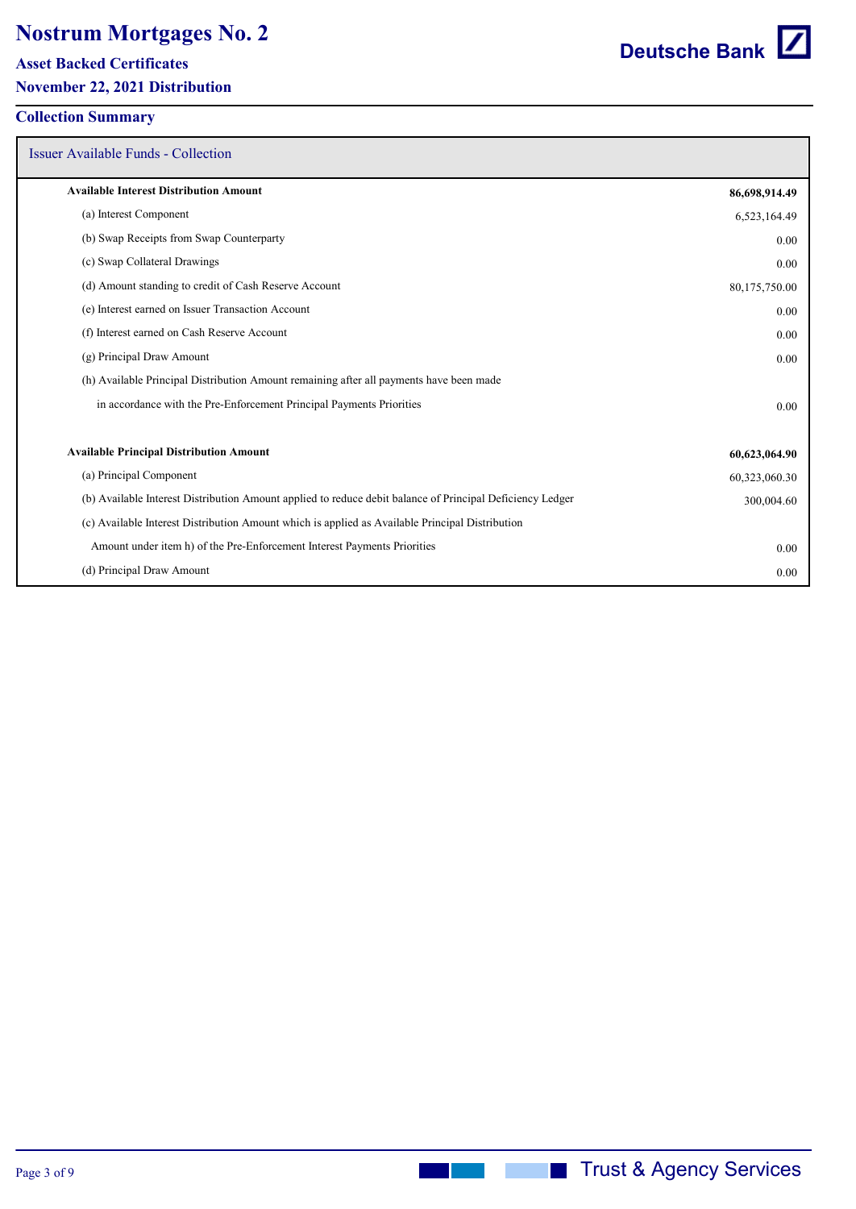# Nostrum Mortgages No. 2

## Asset Backed Certificates

## November 22, 2021 Distribution

## Collection Summary

| Issuer Available Funds - Collection | |
|---|---|
| **Available Interest Distribution Amount** | **86,698,914.49** |
| (a) Interest Component | 6,523,164.49 |
| (b) Swap Receipts from Swap Counterparty | 0.00 |
| (c) Swap Collateral Drawings | 0.00 |
| (d) Amount standing to credit of Cash Reserve Account | 80,175,750.00 |
| (e) Interest earned on Issuer Transaction Account | 0.00 |
| (f) Interest earned on Cash Reserve Account | 0.00 |
| (g) Principal Draw Amount | 0.00 |
| (h) Available Principal Distribution Amount remaining after all payments have been made in accordance with the Pre-Enforcement Principal Payments Priorities | 0.00 |
| | |
| **Available Principal Distribution Amount** | **60,623,064.90** |
| (a) Principal Component | 60,323,060.30 |
| (b) Available Interest Distribution Amount applied to reduce debit balance of Principal Deficiency Ledger | 300,004.60 |
| (c) Available Interest Distribution Amount which is applied as Available Principal Distribution Amount under item h) of the Pre-Enforcement Interest Payments Priorities | 0.00 |
| (d) Principal Draw Amount | 0.00 |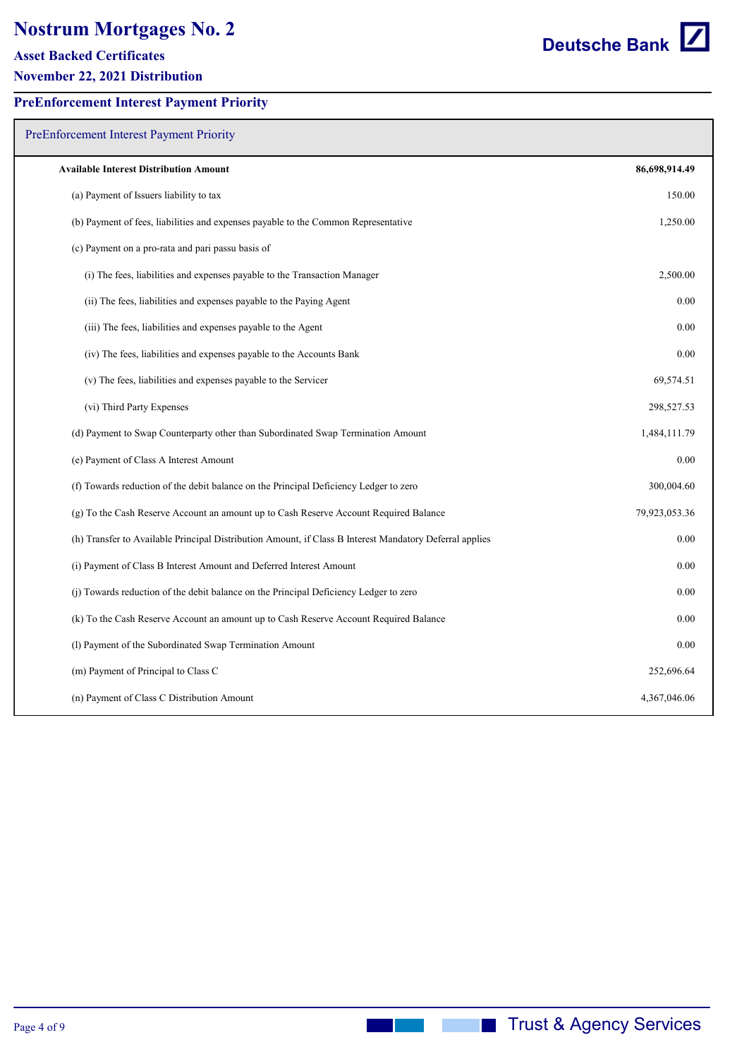# Nostrum Mortgages No. 2

### Asset Backed Certificates

### November 22, 2021 Distribution

## PreEnforcement Interest Payment Priority

| PreEnforcement Interest Payment Priority | |
|---|---|
| **Available Interest Distribution Amount** | **86,698,914.49** |
| (a) Payment of Issuers liability to tax | 150.00 |
| (b) Payment of fees, liabilities and expenses payable to the Common Representative | 1,250.00 |
| (c) Payment on a pro-rata and pari passu basis of | |
| (i) The fees, liabilities and expenses payable to the Transaction Manager | 2,500.00 |
| (ii) The fees, liabilities and expenses payable to the Paying Agent | 0.00 |
| (iii) The fees, liabilities and expenses payable to the Agent | 0.00 |
| (iv) The fees, liabilities and expenses payable to the Accounts Bank | 0.00 |
| (v) The fees, liabilities and expenses payable to the Servicer | 69,574.51 |
| (vi) Third Party Expenses | 298,527.53 |
| (d) Payment to Swap Counterparty other than Subordinated Swap Termination Amount | 1,484,111.79 |
| (e) Payment of Class A Interest Amount | 0.00 |
| (f) Towards reduction of the debit balance on the Principal Deficiency Ledger to zero | 300,004.60 |
| (g) To the Cash Reserve Account an amount up to Cash Reserve Account Required Balance | 79,923,053.36 |
| (h) Transfer to Available Principal Distribution Amount, if Class B Interest Mandatory Deferral applies | 0.00 |
| (i) Payment of Class B Interest Amount and Deferred Interest Amount | 0.00 |
| (j) Towards reduction of the debit balance on the Principal Deficiency Ledger to zero | 0.00 |
| (k) To the Cash Reserve Account an amount up to Cash Reserve Account Required Balance | 0.00 |
| (l) Payment of the Subordinated Swap Termination Amount | 0.00 |
| (m) Payment of Principal to Class C | 252,696.64 |
| (n) Payment of Class C Distribution Amount | 4,367,046.06 |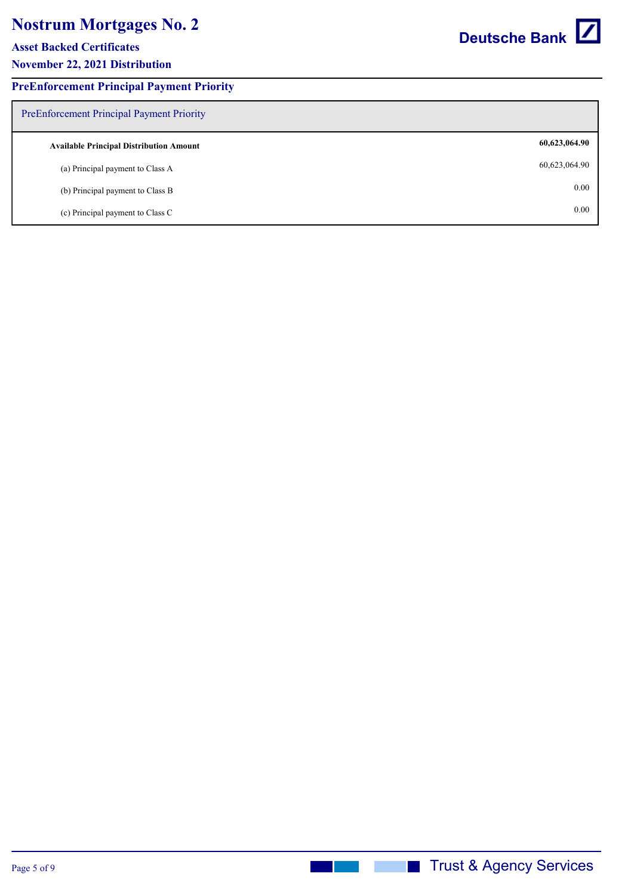# Nostrum Mortgages No. 2

### Asset Backed Certificates

### November 22, 2021 Distribution

## PreEnforcement Principal Payment Priority

| PreEnforcement Principal Payment Priority | |
|---|---|
| **Available Principal Distribution Amount** | **60,623,064.90** |
| (a) Principal payment to Class A | 60,623,064.90 |
| (b) Principal payment to Class B | 0.00 |
| (c) Principal payment to Class C | 0.00 |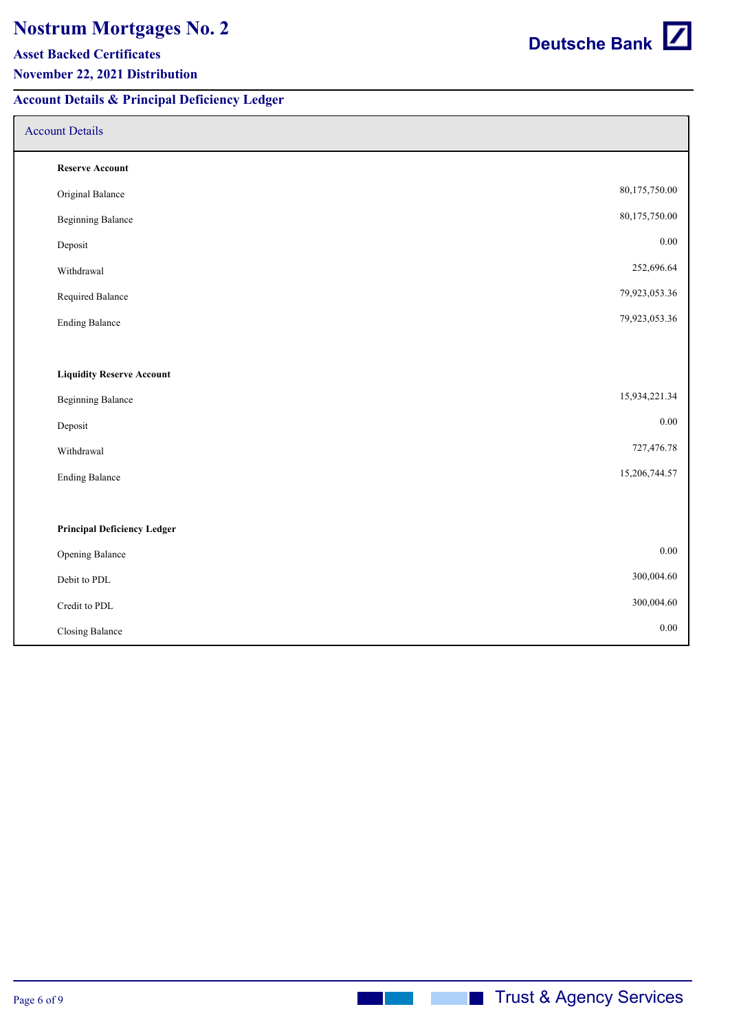## Account Details & Principal Deficiency Ledger

### Account Details

**Reserve Account**

| | |
|---|---|
| Original Balance | 80,175,750.00 |
| Beginning Balance | 80,175,750.00 |
| Deposit | 0.00 |
| Withdrawal | 252,696.64 |
| Required Balance | 79,923,053.36 |
| Ending Balance | 79,923,053.36 |

**Liquidity Reserve Account**

| | |
|---|---|
| Beginning Balance | 15,934,221.34 |
| Deposit | 0.00 |
| Withdrawal | 727,476.78 |
| Ending Balance | 15,206,744.57 |

**Principal Deficiency Ledger**

| | |
|---|---|
| Opening Balance | 0.00 |
| Debit to PDL | 300,004.60 |
| Credit to PDL | 300,004.60 |
| Closing Balance | 0.00 |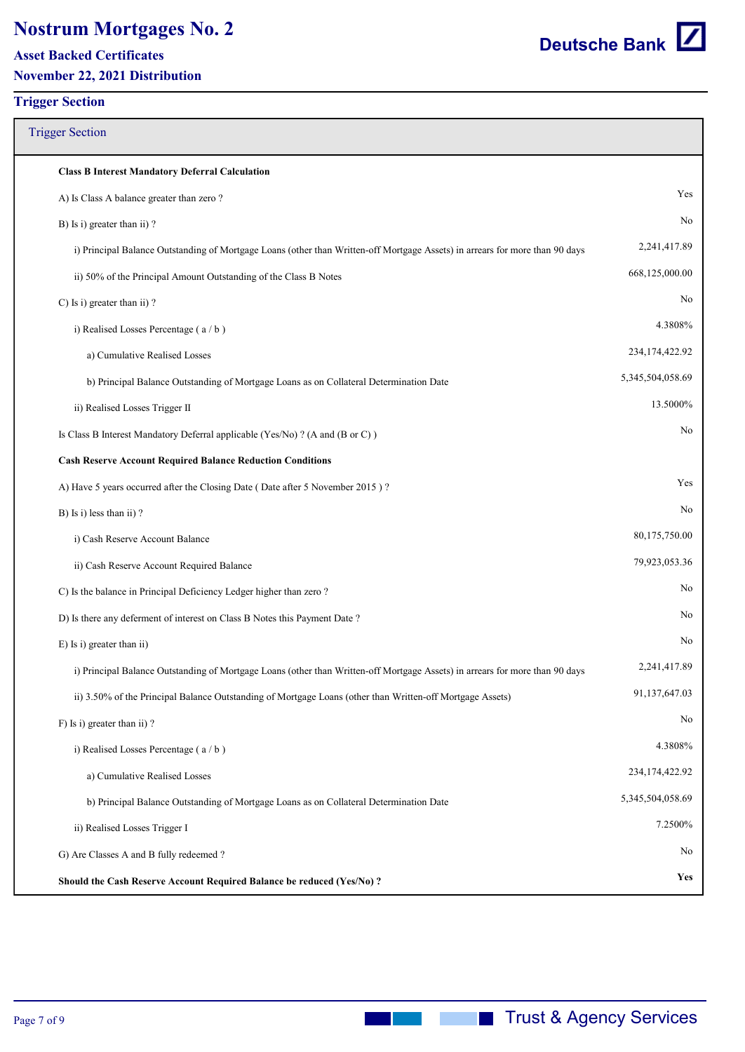# Nostrum Mortgages No. 2

### Asset Backed Certificates

### November 22, 2021 Distribution

## Trigger Section

| Trigger Section | |
|---|---|
| **Class B Interest Mandatory Deferral Calculation** | |
| A) Is Class A balance greater than zero ? | Yes |
| B) Is i) greater than ii) ? | No |
| i) Principal Balance Outstanding of Mortgage Loans (other than Written-off Mortgage Assets) in arrears for more than 90 days | 2,241,417.89 |
| ii) 50% of the Principal Amount Outstanding of the Class B Notes | 668,125,000.00 |
| C) Is i) greater than ii) ? | No |
| i) Realised Losses Percentage ( a / b ) | 4.3808% |
| a) Cumulative Realised Losses | 234,174,422.92 |
| b) Principal Balance Outstanding of Mortgage Loans as on Collateral Determination Date | 5,345,504,058.69 |
| ii) Realised Losses Trigger II | 13.5000% |
| Is Class B Interest Mandatory Deferral applicable (Yes/No) ? (A and (B or C) ) | No |
| **Cash Reserve Account Required Balance Reduction Conditions** | |
| A) Have 5 years occurred after the Closing Date ( Date after 5 November 2015 ) ? | Yes |
| B) Is i) less than ii) ? | No |
| i) Cash Reserve Account Balance | 80,175,750.00 |
| ii) Cash Reserve Account Required Balance | 79,923,053.36 |
| C) Is the balance in Principal Deficiency Ledger higher than zero ? | No |
| D) Is there any deferment of interest on Class B Notes this Payment Date ? | No |
| E) Is i) greater than ii) | No |
| i) Principal Balance Outstanding of Mortgage Loans (other than Written-off Mortgage Assets) in arrears for more than 90 days | 2,241,417.89 |
| ii) 3.50% of the Principal Balance Outstanding of Mortgage Loans (other than Written-off Mortgage Assets) | 91,137,647.03 |
| F) Is i) greater than ii) ? | No |
| i) Realised Losses Percentage ( a / b ) | 4.3808% |
| a) Cumulative Realised Losses | 234,174,422.92 |
| b) Principal Balance Outstanding of Mortgage Loans as on Collateral Determination Date | 5,345,504,058.69 |
| ii) Realised Losses Trigger I | 7.2500% |
| G) Are Classes A and B fully redeemed ? | No |
| **Should the Cash Reserve Account Required Balance be reduced (Yes/No) ?** | **Yes** |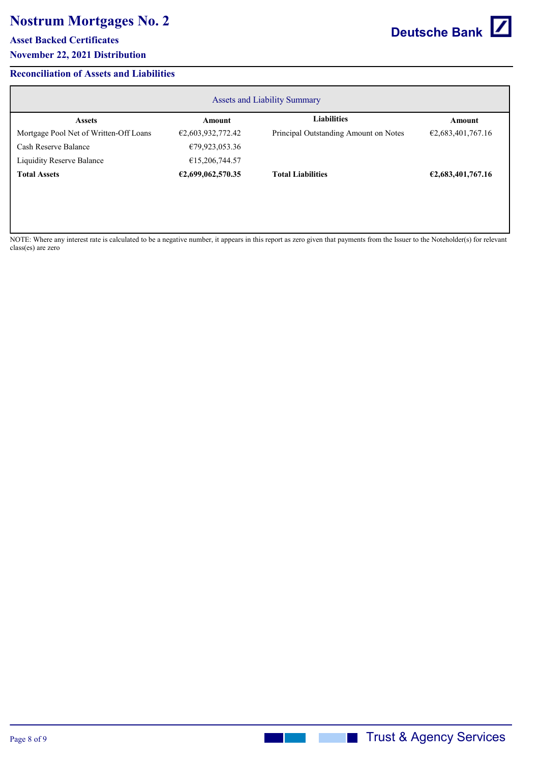# Nostrum Mortgages No. 2

## Asset Backed Certificates

## November 22, 2021 Distribution

### Reconciliation of Assets and Liabilities

| Assets and Liability Summary | | | |
|---|---|---|---|
| **Assets** | **Amount** | **Liabilities** | **Amount** |
| Mortgage Pool Net of Written-Off Loans | €2,603,932,772.42 | Principal Outstanding Amount on Notes | €2,683,401,767.16 |
| Cash Reserve Balance | €79,923,053.36 | | |
| Liquidity Reserve Balance | €15,206,744.57 | | |
| **Total Assets** | **€2,699,062,570.35** | **Total Liabilities** | **€2,683,401,767.16** |

NOTE: Where any interest rate is calculated to be a negative number, it appears in this report as zero given that payments from the Issuer to the Noteholder(s) for relevant class(es) are zero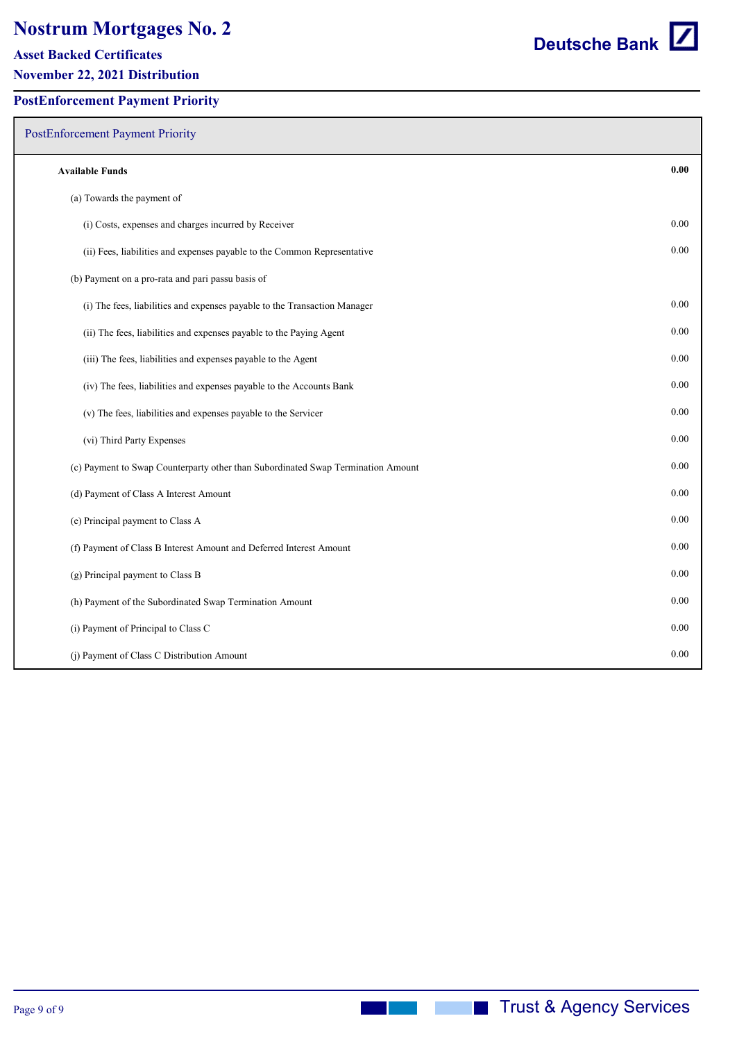# Nostrum Mortgages No. 2

### Asset Backed Certificates

### November 22, 2021 Distribution

## PostEnforcement Payment Priority

| PostEnforcement Payment Priority | |
|---|---|
| **Available Funds** | **0.00** |
| (a) Towards the payment of | |
| (i) Costs, expenses and charges incurred by Receiver | 0.00 |
| (ii) Fees, liabilities and expenses payable to the Common Representative | 0.00 |
| (b) Payment on a pro-rata and pari passu basis of | |
| (i) The fees, liabilities and expenses payable to the Transaction Manager | 0.00 |
| (ii) The fees, liabilities and expenses payable to the Paying Agent | 0.00 |
| (iii) The fees, liabilities and expenses payable to the Agent | 0.00 |
| (iv) The fees, liabilities and expenses payable to the Accounts Bank | 0.00 |
| (v) The fees, liabilities and expenses payable to the Servicer | 0.00 |
| (vi) Third Party Expenses | 0.00 |
| (c) Payment to Swap Counterparty other than Subordinated Swap Termination Amount | 0.00 |
| (d) Payment of Class A Interest Amount | 0.00 |
| (e) Principal payment to Class A | 0.00 |
| (f) Payment of Class B Interest Amount and Deferred Interest Amount | 0.00 |
| (g) Principal payment to Class B | 0.00 |
| (h) Payment of the Subordinated Swap Termination Amount | 0.00 |
| (i) Payment of Principal to Class C | 0.00 |
| (j) Payment of Class C Distribution Amount | 0.00 |